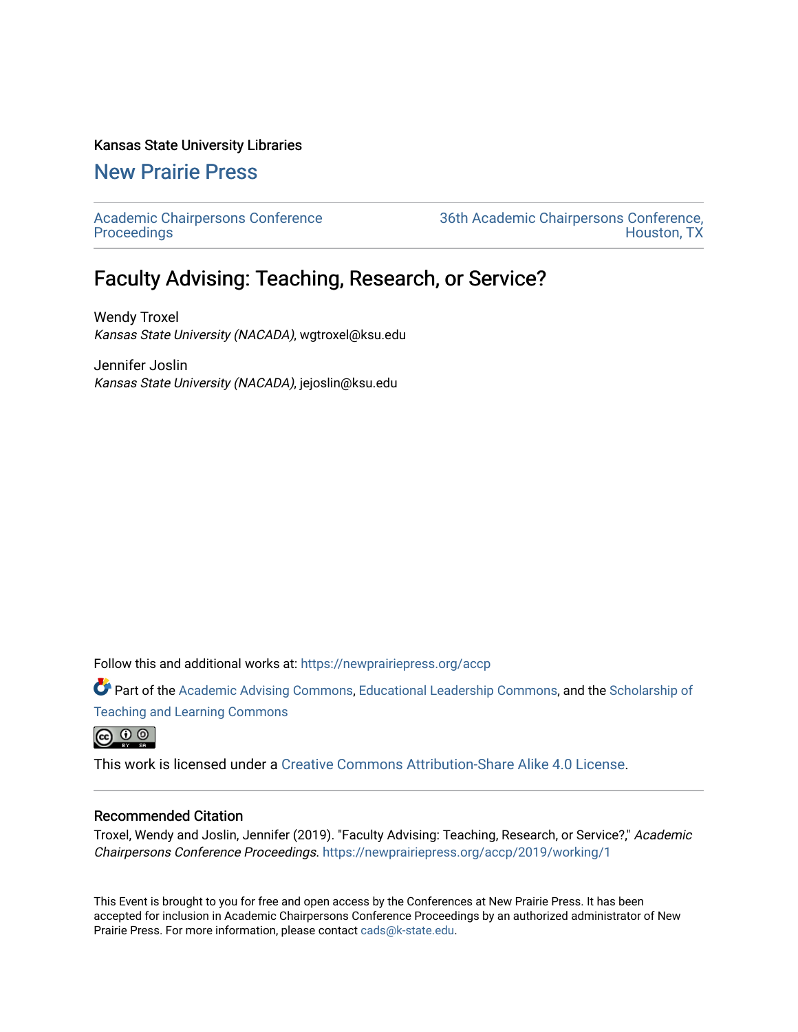Kansas State University Libraries

## New Prairie Press

Academic Chairpersons Conference Proceedings

36th Academic Chairpersons Conference, Houston, TX

# Faculty Advising: Teaching, Research, or Service?

Wendy Troxel
*Kansas State University (NACADA)*, wgtroxel@ksu.edu

Jennifer Joslin
*Kansas State University (NACADA)*, jejoslin@ksu.edu

Follow this and additional works at: https://newprairiepress.org/accp

Part of the Academic Advising Commons, Educational Leadership Commons, and the Scholarship of Teaching and Learning Commons

This work is licensed under a Creative Commons Attribution-Share Alike 4.0 License.

### Recommended Citation

Troxel, Wendy and Joslin, Jennifer (2019). "Faculty Advising: Teaching, Research, or Service?," *Academic Chairpersons Conference Proceedings*. https://newprairiepress.org/accp/2019/working/1

This Event is brought to you for free and open access by the Conferences at New Prairie Press. It has been accepted for inclusion in Academic Chairpersons Conference Proceedings by an authorized administrator of New Prairie Press. For more information, please contact cads@k-state.edu.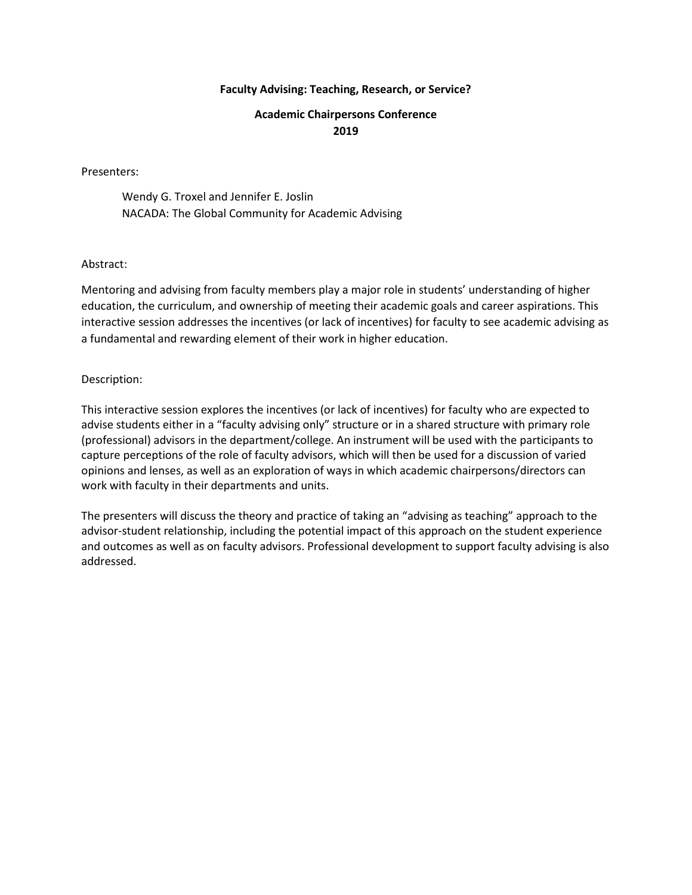**Faculty Advising: Teaching, Research, or Service?**

**Academic Chairpersons Conference**
**2019**

Presenters:

Wendy G. Troxel and Jennifer E. Joslin
NACADA: The Global Community for Academic Advising

Abstract:

Mentoring and advising from faculty members play a major role in students' understanding of higher education, the curriculum, and ownership of meeting their academic goals and career aspirations. This interactive session addresses the incentives (or lack of incentives) for faculty to see academic advising as a fundamental and rewarding element of their work in higher education.

Description:

This interactive session explores the incentives (or lack of incentives) for faculty who are expected to advise students either in a "faculty advising only" structure or in a shared structure with primary role (professional) advisors in the department/college. An instrument will be used with the participants to capture perceptions of the role of faculty advisors, which will then be used for a discussion of varied opinions and lenses, as well as an exploration of ways in which academic chairpersons/directors can work with faculty in their departments and units.

The presenters will discuss the theory and practice of taking an "advising as teaching" approach to the advisor-student relationship, including the potential impact of this approach on the student experience and outcomes as well as on faculty advisors. Professional development to support faculty advising is also addressed.